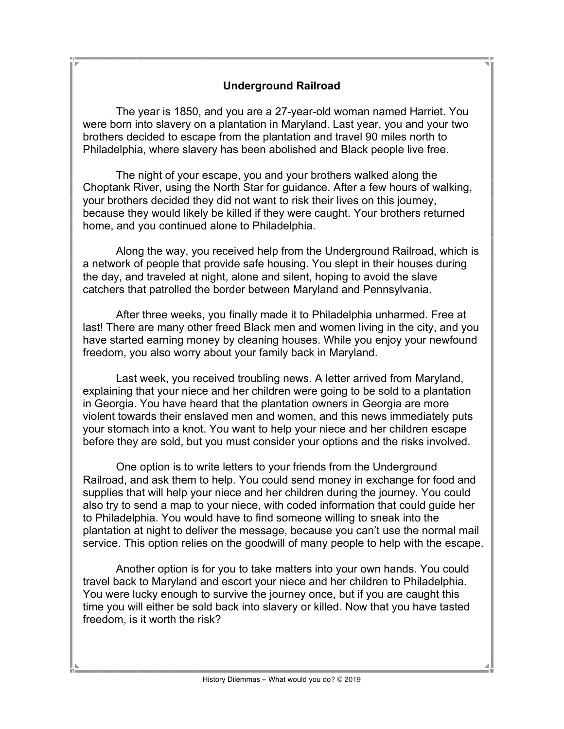# Underground Railroad

The year is 1850, and you are a 27-year-old woman named Harriet. You were born into slavery on a plantation in Maryland. Last year, you and your two brothers decided to escape from the plantation and travel 90 miles north to Philadelphia, where slavery has been abolished and Black people live free.

The night of your escape, you and your brothers walked along the Choptank River, using the North Star for guidance. After a few hours of walking, your brothers decided they did not want to risk their lives on this journey, because they would likely be killed if they were caught. Your brothers returned home, and you continued alone to Philadelphia.

Along the way, you received help from the Underground Railroad, which is a network of people that provide safe housing. You slept in their houses during the day, and traveled at night, alone and silent, hoping to avoid the slave catchers that patrolled the border between Maryland and Pennsylvania.

After three weeks, you finally made it to Philadelphia unharmed. Free at last! There are many other freed Black men and women living in the city, and you have started earning money by cleaning houses. While you enjoy your newfound freedom, you also worry about your family back in Maryland.

Last week, you received troubling news. A letter arrived from Maryland, explaining that your niece and her children were going to be sold to a plantation in Georgia. You have heard that the plantation owners in Georgia are more violent towards their enslaved men and women, and this news immediately puts your stomach into a knot. You want to help your niece and her children escape before they are sold, but you must consider your options and the risks involved.

One option is to write letters to your friends from the Underground Railroad, and ask them to help. You could send money in exchange for food and supplies that will help your niece and her children during the journey. You could also try to send a map to your niece, with coded information that could guide her to Philadelphia. You would have to find someone willing to sneak into the plantation at night to deliver the message, because you can't use the normal mail service. This option relies on the goodwill of many people to help with the escape.

Another option is for you to take matters into your own hands. You could travel back to Maryland and escort your niece and her children to Philadelphia. You were lucky enough to survive the journey once, but if you are caught this time you will either be sold back into slavery or killed. Now that you have tasted freedom, is it worth the risk?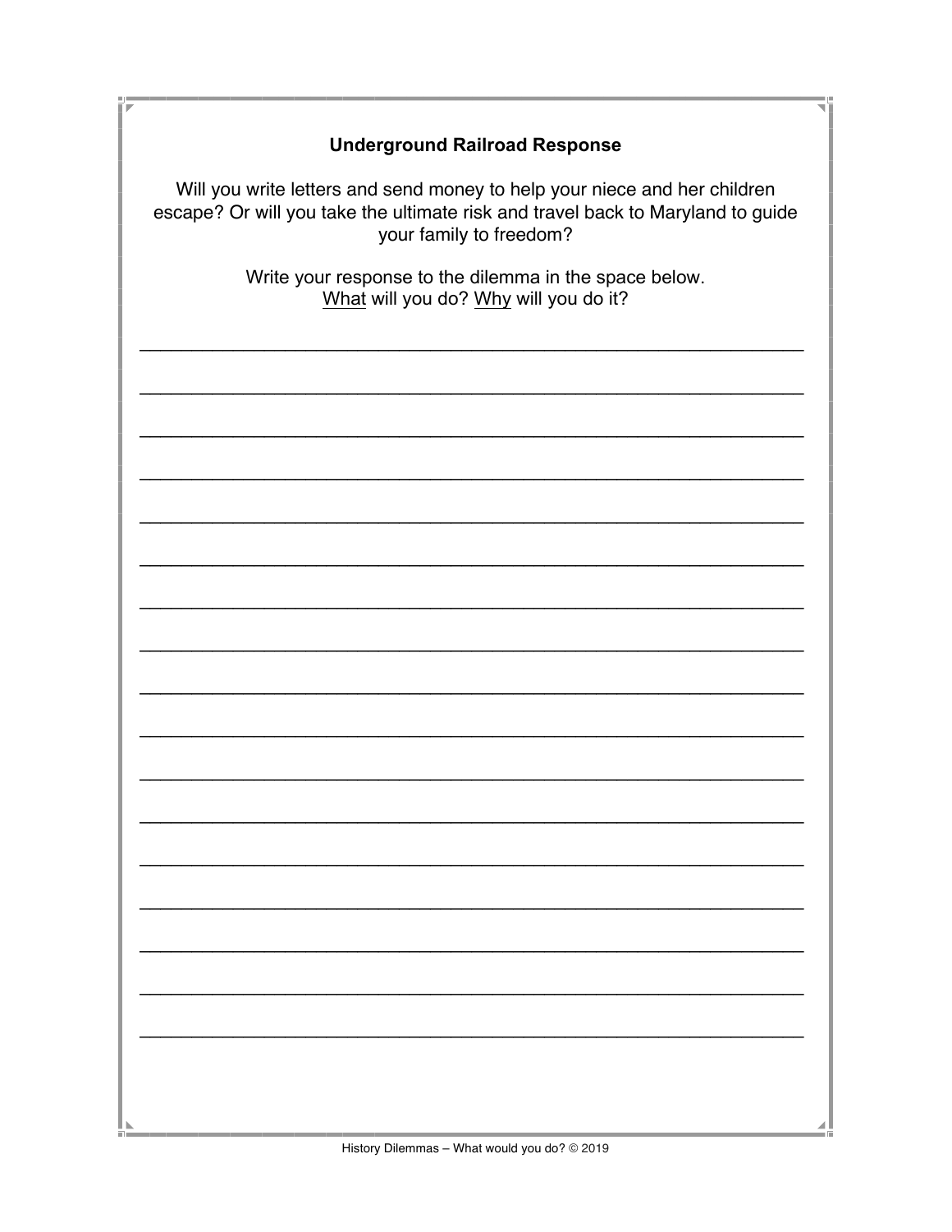## Underground Railroad Response

Will you write letters and send money to help your niece and her children escape? Or will you take the ultimate risk and travel back to Maryland to guide your family to freedom?

Write your response to the dilemma in the space below.
What will you do? Why will you do it?

_______________________________________________________________

_______________________________________________________________

_______________________________________________________________

_______________________________________________________________

_______________________________________________________________

_______________________________________________________________

_______________________________________________________________

_______________________________________________________________

_______________________________________________________________

_______________________________________________________________

_______________________________________________________________

_______________________________________________________________

_______________________________________________________________

_______________________________________________________________

_______________________________________________________________

_______________________________________________________________

_______________________________________________________________

History Dilemmas – What would you do? © 2019